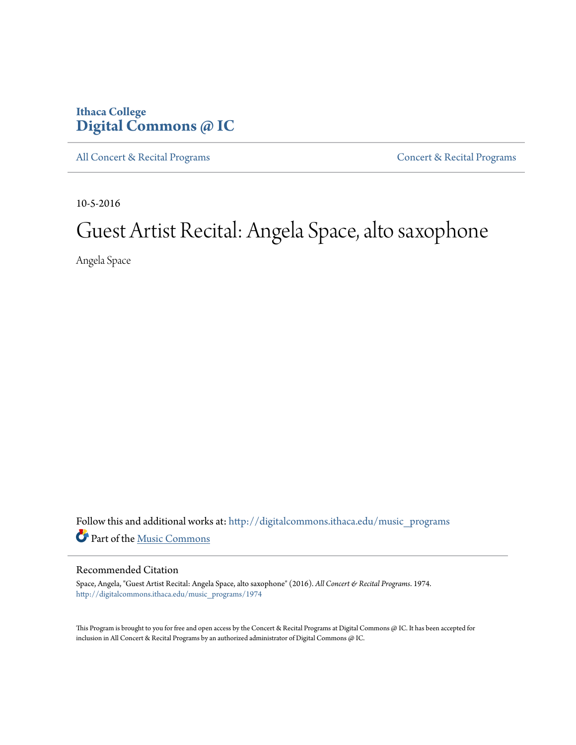Ithaca College
**Digital Commons @ IC**

All Concert & Recital Programs | Concert & Recital Programs

10-5-2016

# Guest Artist Recital: Angela Space, alto saxophone

Angela Space

Follow this and additional works at: http://digitalcommons.ithaca.edu/music_programs

Part of the Music Commons

## Recommended Citation

Space, Angela, "Guest Artist Recital: Angela Space, alto saxophone" (2016). *All Concert & Recital Programs*. 1974.
http://digitalcommons.ithaca.edu/music_programs/1974

This Program is brought to you for free and open access by the Concert & Recital Programs at Digital Commons @ IC. It has been accepted for inclusion in All Concert & Recital Programs by an authorized administrator of Digital Commons @ IC.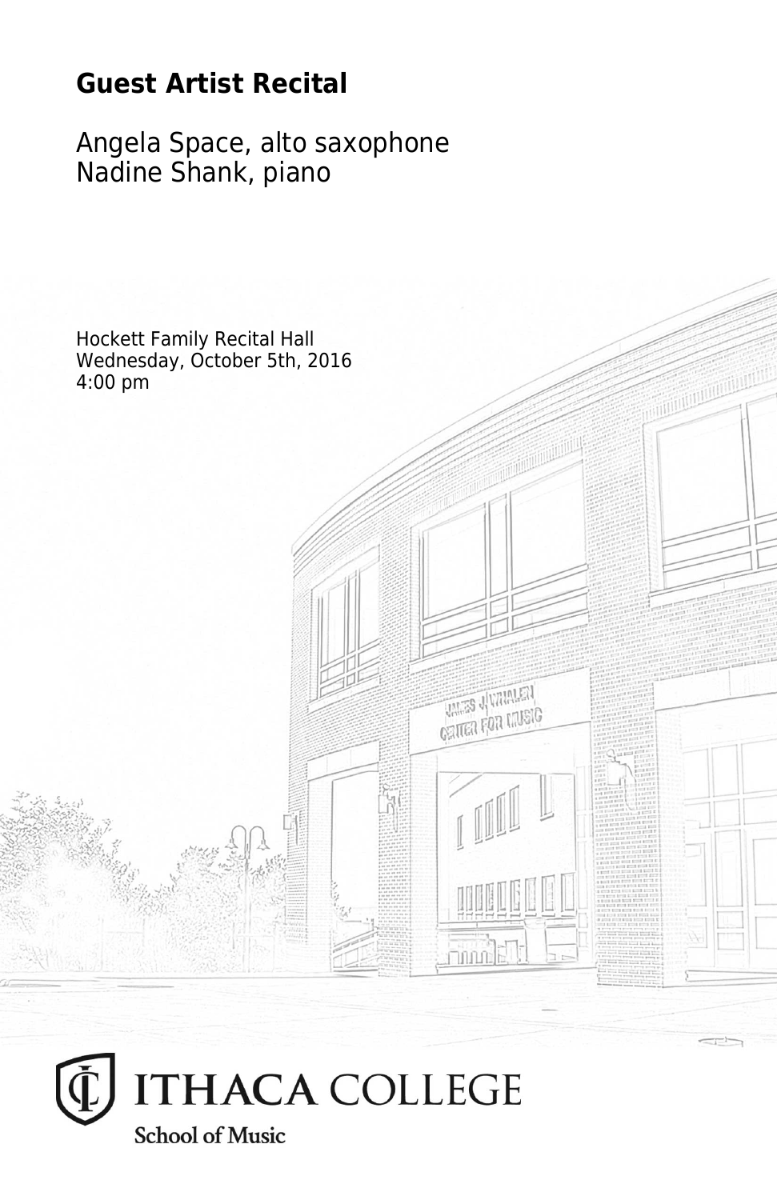# Guest Artist Recital

Angela Space, alto saxophone
Nadine Shank, piano

Hockett Family Recital Hall
Wednesday, October 5th, 2016
4:00 pm

ITHACA COLLEGE
School of Music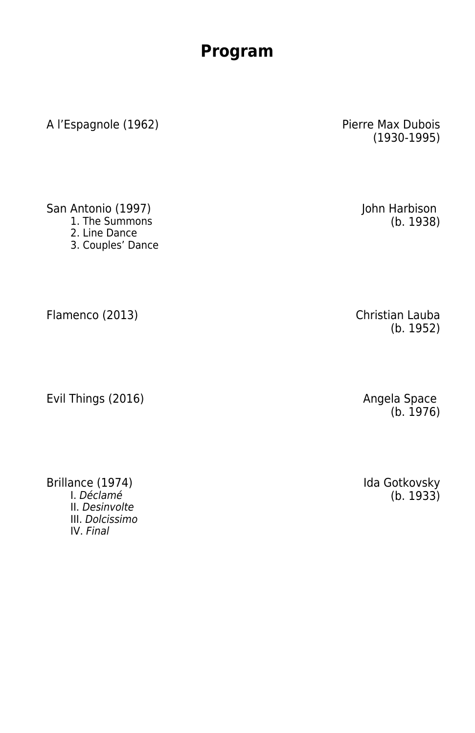# Program

A l'Espagnole (1962) — Pierre Max Dubois (1930-1995)

San Antonio (1997) — John Harbison (b. 1938)

1. The Summons
2. Line Dance
3. Couples' Dance

Flamenco (2013) — Christian Lauba (b. 1952)

Evil Things (2016) — Angela Space (b. 1976)

Brillance (1974) — Ida Gotkovsky (b. 1933)

I. *Déclamé*
II. *Desinvolte*
III. *Dolcissimo*
IV. *Final*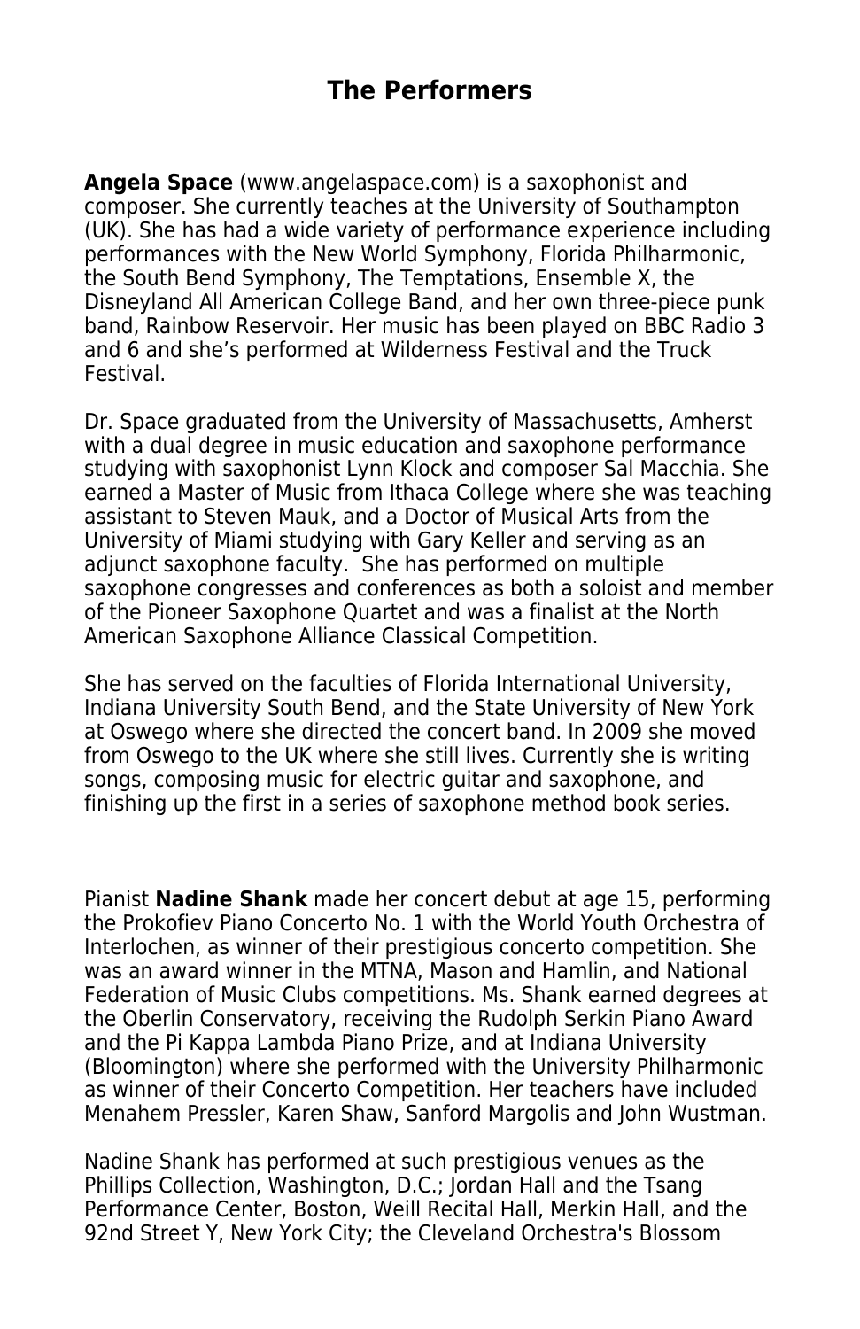## The Performers

**Angela Space** (www.angelaspace.com) is a saxophonist and composer. She currently teaches at the University of Southampton (UK). She has had a wide variety of performance experience including performances with the New World Symphony, Florida Philharmonic, the South Bend Symphony, The Temptations, Ensemble X, the Disneyland All American College Band, and her own three-piece punk band, Rainbow Reservoir. Her music has been played on BBC Radio 3 and 6 and she's performed at Wilderness Festival and the Truck Festival.

Dr. Space graduated from the University of Massachusetts, Amherst with a dual degree in music education and saxophone performance studying with saxophonist Lynn Klock and composer Sal Macchia. She earned a Master of Music from Ithaca College where she was teaching assistant to Steven Mauk, and a Doctor of Musical Arts from the University of Miami studying with Gary Keller and serving as an adjunct saxophone faculty. She has performed on multiple saxophone congresses and conferences as both a soloist and member of the Pioneer Saxophone Quartet and was a finalist at the North American Saxophone Alliance Classical Competition.

She has served on the faculties of Florida International University, Indiana University South Bend, and the State University of New York at Oswego where she directed the concert band. In 2009 she moved from Oswego to the UK where she still lives. Currently she is writing songs, composing music for electric guitar and saxophone, and finishing up the first in a series of saxophone method book series.

Pianist **Nadine Shank** made her concert debut at age 15, performing the Prokofiev Piano Concerto No. 1 with the World Youth Orchestra of Interlochen, as winner of their prestigious concerto competition. She was an award winner in the MTNA, Mason and Hamlin, and National Federation of Music Clubs competitions. Ms. Shank earned degrees at the Oberlin Conservatory, receiving the Rudolph Serkin Piano Award and the Pi Kappa Lambda Piano Prize, and at Indiana University (Bloomington) where she performed with the University Philharmonic as winner of their Concerto Competition. Her teachers have included Menahem Pressler, Karen Shaw, Sanford Margolis and John Wustman.

Nadine Shank has performed at such prestigious venues as the Phillips Collection, Washington, D.C.; Jordan Hall and the Tsang Performance Center, Boston, Weill Recital Hall, Merkin Hall, and the 92nd Street Y, New York City; the Cleveland Orchestra's Blossom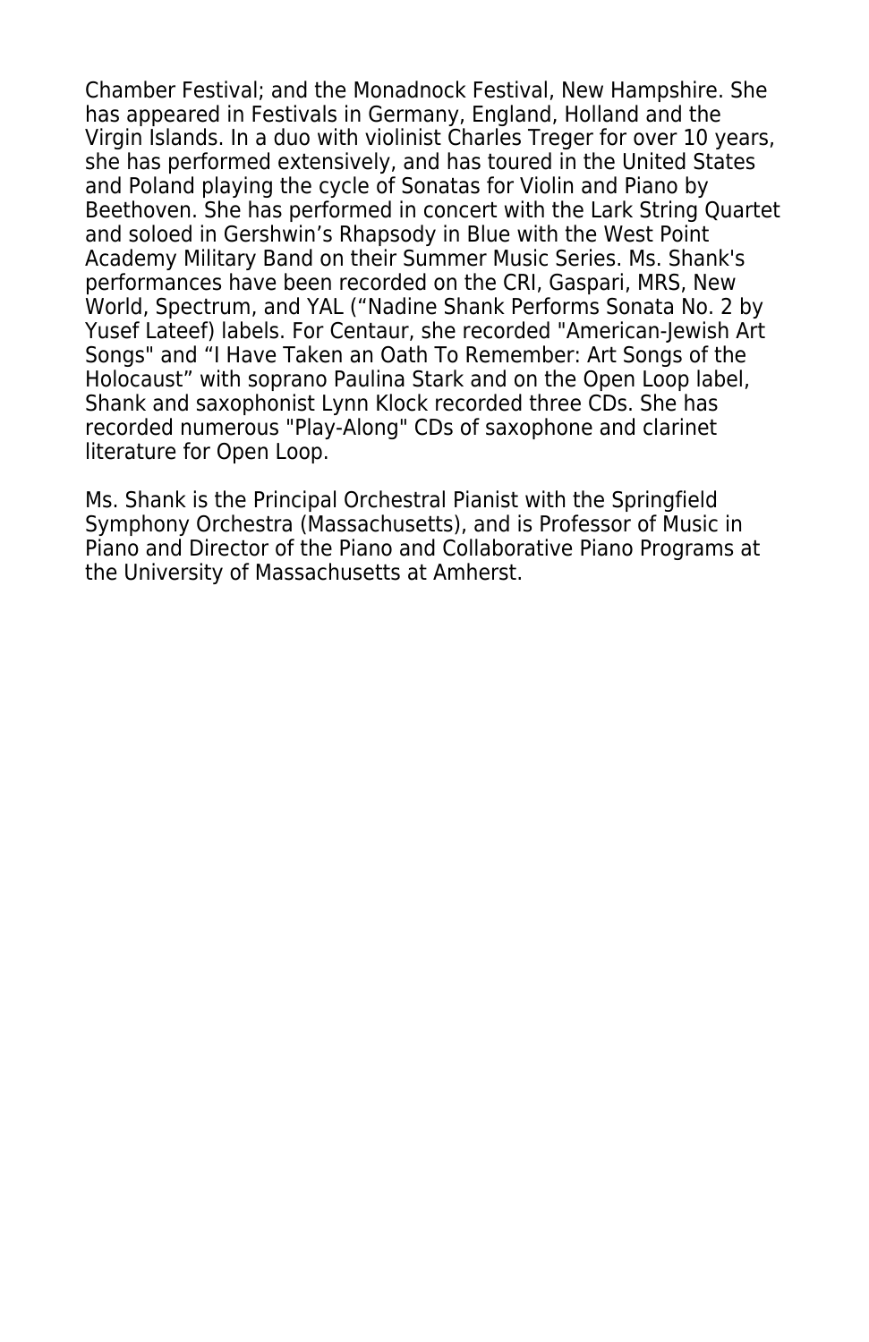Chamber Festival; and the Monadnock Festival, New Hampshire. She has appeared in Festivals in Germany, England, Holland and the Virgin Islands. In a duo with violinist Charles Treger for over 10 years, she has performed extensively, and has toured in the United States and Poland playing the cycle of Sonatas for Violin and Piano by Beethoven. She has performed in concert with the Lark String Quartet and soloed in Gershwin's Rhapsody in Blue with the West Point Academy Military Band on their Summer Music Series. Ms. Shank's performances have been recorded on the CRI, Gaspari, MRS, New World, Spectrum, and YAL ("Nadine Shank Performs Sonata No. 2 by Yusef Lateef) labels. For Centaur, she recorded "American-Jewish Art Songs" and "I Have Taken an Oath To Remember: Art Songs of the Holocaust" with soprano Paulina Stark and on the Open Loop label, Shank and saxophonist Lynn Klock recorded three CDs. She has recorded numerous "Play-Along" CDs of saxophone and clarinet literature for Open Loop.

Ms. Shank is the Principal Orchestral Pianist with the Springfield Symphony Orchestra (Massachusetts), and is Professor of Music in Piano and Director of the Piano and Collaborative Piano Programs at the University of Massachusetts at Amherst.